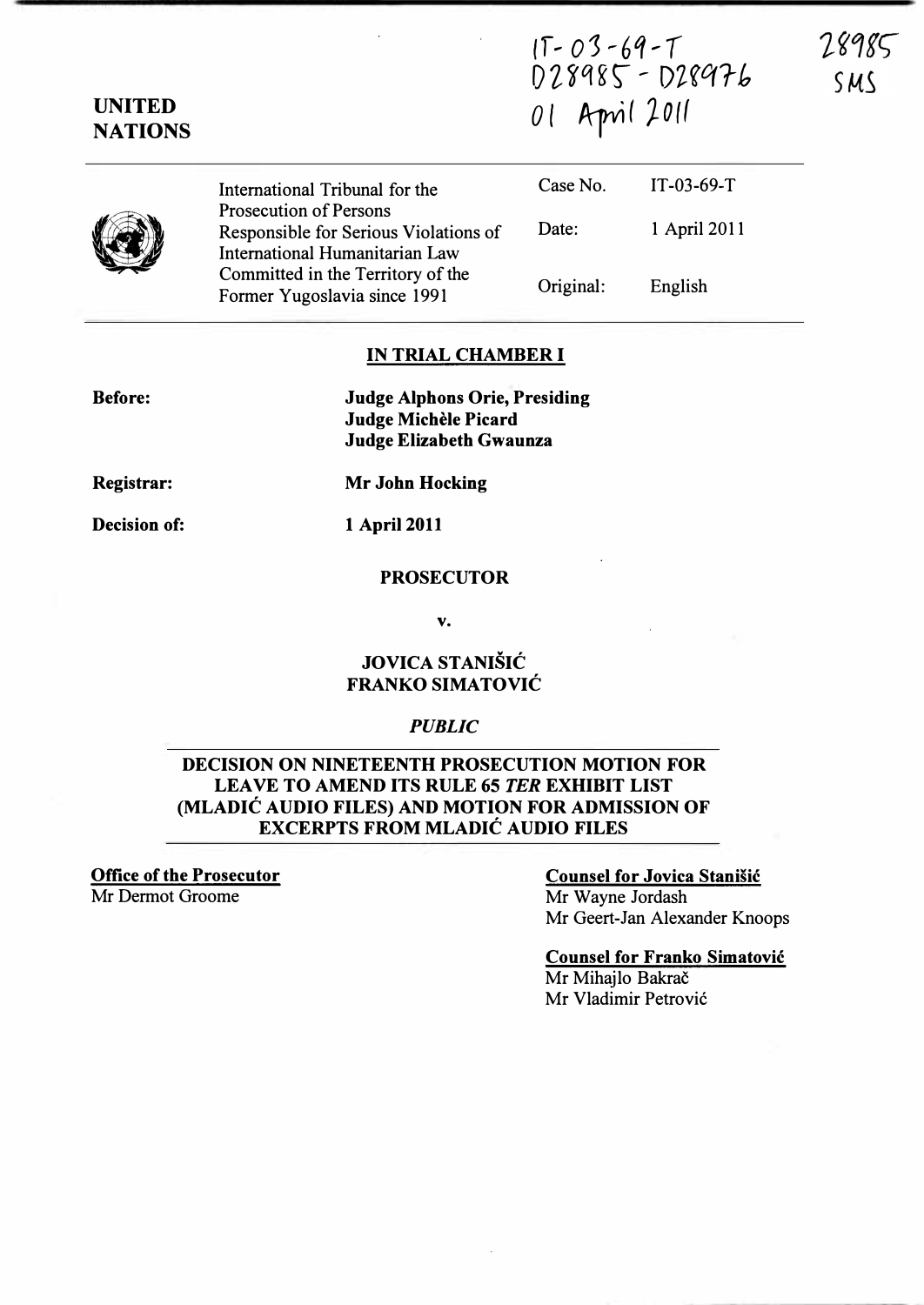IT-03-69-T
D28985 - D28976
01 April 2011

28985
SMS

**UNITED NATIONS**

| | | |
|---|---|---|
| International Tribunal for the Prosecution of Persons Responsible for Serious Violations of International Humanitarian Law Committed in the Territory of the Former Yugoslavia since 1991 | Case No. | IT-03-69-T |
| | Date: | 1 April 2011 |
| | Original: | English |

**IN TRIAL CHAMBER I**

**Before:**
**Judge Alphons Orie, Presiding**
**Judge Michèle Picard**
**Judge Elizabeth Gwaunza**

**Registrar:** **Mr John Hocking**

**Decision of:** **1 April 2011**

**PROSECUTOR**

**v.**

**JOVICA STANIŠIĆ**
**FRANKO SIMATOVIĆ**

*PUBLIC*

**DECISION ON NINETEENTH PROSECUTION MOTION FOR LEAVE TO AMEND ITS RULE 65 *TER* EXHIBIT LIST (MLADIĆ AUDIO FILES) AND MOTION FOR ADMISSION OF EXCERPTS FROM MLADIĆ AUDIO FILES**

**Office of the Prosecutor**
Mr Dermot Groome

**Counsel for Jovica Stanišić**
Mr Wayne Jordash
Mr Geert-Jan Alexander Knoops

**Counsel for Franko Simatović**
Mr Mihajlo Bakrač
Mr Vladimir Petrović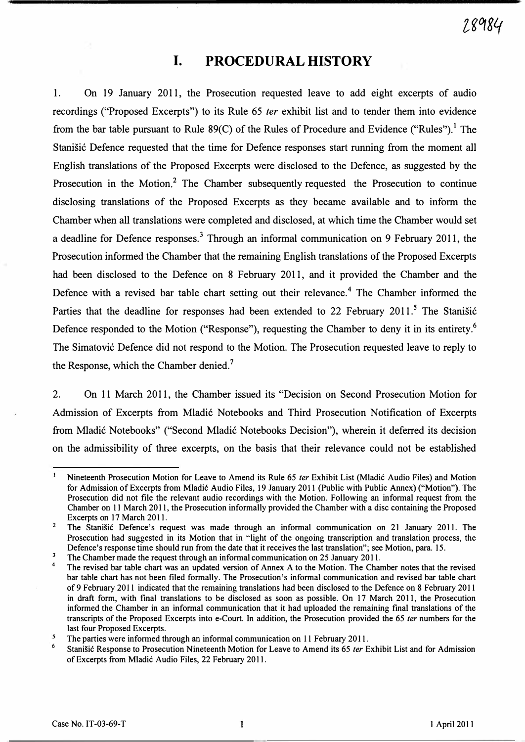# I. PROCEDURAL HISTORY

1. On 19 January 2011, the Prosecution requested leave to add eight excerpts of audio recordings ("Proposed Excerpts") to its Rule 65 *ter* exhibit list and to tender them into evidence from the bar table pursuant to Rule 89(C) of the Rules of Procedure and Evidence ("Rules").[1] The Stanišić Defence requested that the time for Defence responses start running from the moment all English translations of the Proposed Excerpts were disclosed to the Defence, as suggested by the Prosecution in the Motion.[2] The Chamber subsequently requested the Prosecution to continue disclosing translations of the Proposed Excerpts as they became available and to inform the Chamber when all translations were completed and disclosed, at which time the Chamber would set a deadline for Defence responses.[3] Through an informal communication on 9 February 2011, the Prosecution informed the Chamber that the remaining English translations of the Proposed Excerpts had been disclosed to the Defence on 8 February 2011, and it provided the Chamber and the Defence with a revised bar table chart setting out their relevance.[4] The Chamber informed the Parties that the deadline for responses had been extended to 22 February 2011.[5] The Stanišić Defence responded to the Motion ("Response"), requesting the Chamber to deny it in its entirety.[6] The Simatović Defence did not respond to the Motion. The Prosecution requested leave to reply to the Response, which the Chamber denied.[7]

2. On 11 March 2011, the Chamber issued its "Decision on Second Prosecution Motion for Admission of Excerpts from Mladić Notebooks and Third Prosecution Notification of Excerpts from Mladić Notebooks" ("Second Mladić Notebooks Decision"), wherein it deferred its decision on the admissibility of three excerpts, on the basis that their relevance could not be established

---

[1] Nineteenth Prosecution Motion for Leave to Amend its Rule 65 *ter* Exhibit List (Mladić Audio Files) and Motion for Admission of Excerpts from Mladić Audio Files, 19 January 2011 (Public with Public Annex) ("Motion"). The Prosecution did not file the relevant audio recordings with the Motion. Following an informal request from the Chamber on 11 March 2011, the Prosecution informally provided the Chamber with a disc containing the Proposed Excerpts on 17 March 2011.

[2] The Stanišić Defence's request was made through an informal communication on 21 January 2011. The Prosecution had suggested in its Motion that in "light of the ongoing transcription and translation process, the Defence's response time should run from the date that it receives the last translation"; see Motion, para. 15.

[3] The Chamber made the request through an informal communication on 25 January 2011.

[4] The revised bar table chart was an updated version of Annex A to the Motion. The Chamber notes that the revised bar table chart has not been filed formally. The Prosecution's informal communication and revised bar table chart of 9 February 2011 indicated that the remaining translations had been disclosed to the Defence on 8 February 2011 in draft form, with final translations to be disclosed as soon as possible. On 17 March 2011, the Prosecution informed the Chamber in an informal communication that it had uploaded the remaining final translations of the transcripts of the Proposed Excerpts into e-Court. In addition, the Prosecution provided the 65 *ter* numbers for the last four Proposed Excerpts.

[5] The parties were informed through an informal communication on 11 February 2011.

[6] Stanišić Response to Prosecution Nineteenth Motion for Leave to Amend its 65 *ter* Exhibit List and for Admission of Excerpts from Mladić Audio Files, 22 February 2011.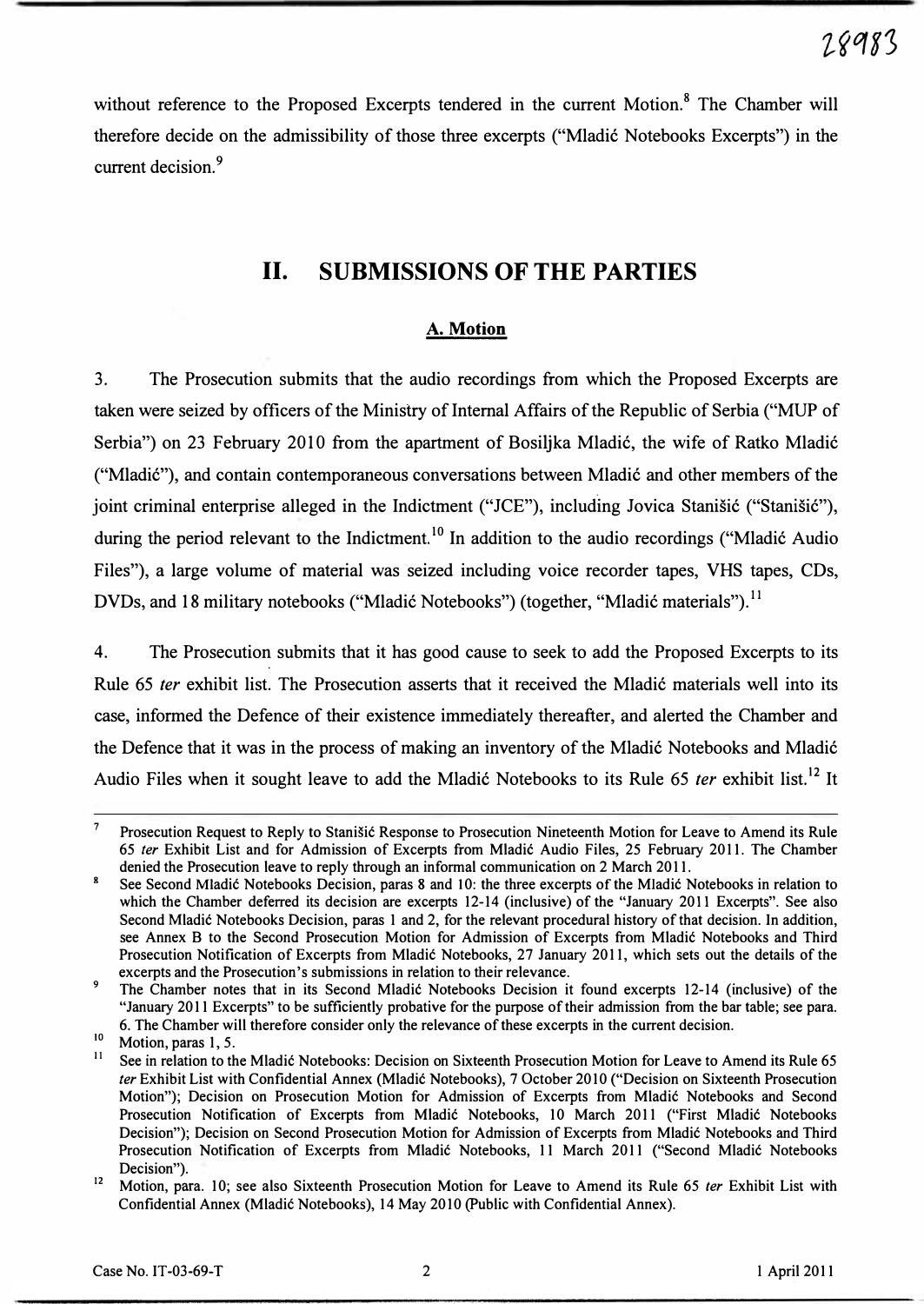without reference to the Proposed Excerpts tendered in the current Motion.[8] The Chamber will therefore decide on the admissibility of those three excerpts ("Mladić Notebooks Excerpts") in the current decision.[9]

# II. SUBMISSIONS OF THE PARTIES

## A. Motion

3. The Prosecution submits that the audio recordings from which the Proposed Excerpts are taken were seized by officers of the Ministry of Internal Affairs of the Republic of Serbia ("MUP of Serbia") on 23 February 2010 from the apartment of Bosiljka Mladić, the wife of Ratko Mladić ("Mladić"), and contain contemporaneous conversations between Mladić and other members of the joint criminal enterprise alleged in the Indictment ("JCE"), including Jovica Stanišić ("Stanišić"), during the period relevant to the Indictment.[10] In addition to the audio recordings ("Mladić Audio Files"), a large volume of material was seized including voice recorder tapes, VHS tapes, CDs, DVDs, and 18 military notebooks ("Mladić Notebooks") (together, "Mladić materials").[11]

4. The Prosecution submits that it has good cause to seek to add the Proposed Excerpts to its Rule 65 *ter* exhibit list. The Prosecution asserts that it received the Mladić materials well into its case, informed the Defence of their existence immediately thereafter, and alerted the Chamber and the Defence that it was in the process of making an inventory of the Mladić Notebooks and Mladić Audio Files when it sought leave to add the Mladić Notebooks to its Rule 65 *ter* exhibit list.[12] It

---

[7] Prosecution Request to Reply to Stanišić Response to Prosecution Nineteenth Motion for Leave to Amend its Rule 65 *ter* Exhibit List and for Admission of Excerpts from Mladić Audio Files, 25 February 2011. The Chamber denied the Prosecution leave to reply through an informal communication on 2 March 2011.

[8] See Second Mladić Notebooks Decision, paras 8 and 10: the three excerpts of the Mladić Notebooks in relation to which the Chamber deferred its decision are excerpts 12-14 (inclusive) of the "January 2011 Excerpts". See also Second Mladić Notebooks Decision, paras 1 and 2, for the relevant procedural history of that decision. In addition, see Annex B to the Second Prosecution Motion for Admission of Excerpts from Mladić Notebooks and Third Prosecution Notification of Excerpts from Mladić Notebooks, 27 January 2011, which sets out the details of the excerpts and the Prosecution's submissions in relation to their relevance.

[9] The Chamber notes that in its Second Mladić Notebooks Decision it found excerpts 12-14 (inclusive) of the "January 2011 Excerpts" to be sufficiently probative for the purpose of their admission from the bar table; see para. 6. The Chamber will therefore consider only the relevance of these excerpts in the current decision.

[10] Motion, paras 1, 5.

[11] See in relation to the Mladić Notebooks: Decision on Sixteenth Prosecution Motion for Leave to Amend its Rule 65 *ter* Exhibit List with Confidential Annex (Mladić Notebooks), 7 October 2010 ("Decision on Sixteenth Prosecution Motion"); Decision on Prosecution Motion for Admission of Excerpts from Mladić Notebooks and Second Prosecution Notification of Excerpts from Mladić Notebooks, 10 March 2011 ("First Mladić Notebooks Decision"); Decision on Second Prosecution Motion for Admission of Excerpts from Mladić Notebooks and Third Prosecution Notification of Excerpts from Mladić Notebooks, 11 March 2011 ("Second Mladić Notebooks Decision").

[12] Motion, para. 10; see also Sixteenth Prosecution Motion for Leave to Amend its Rule 65 *ter* Exhibit List with Confidential Annex (Mladić Notebooks), 14 May 2010 (Public with Confidential Annex).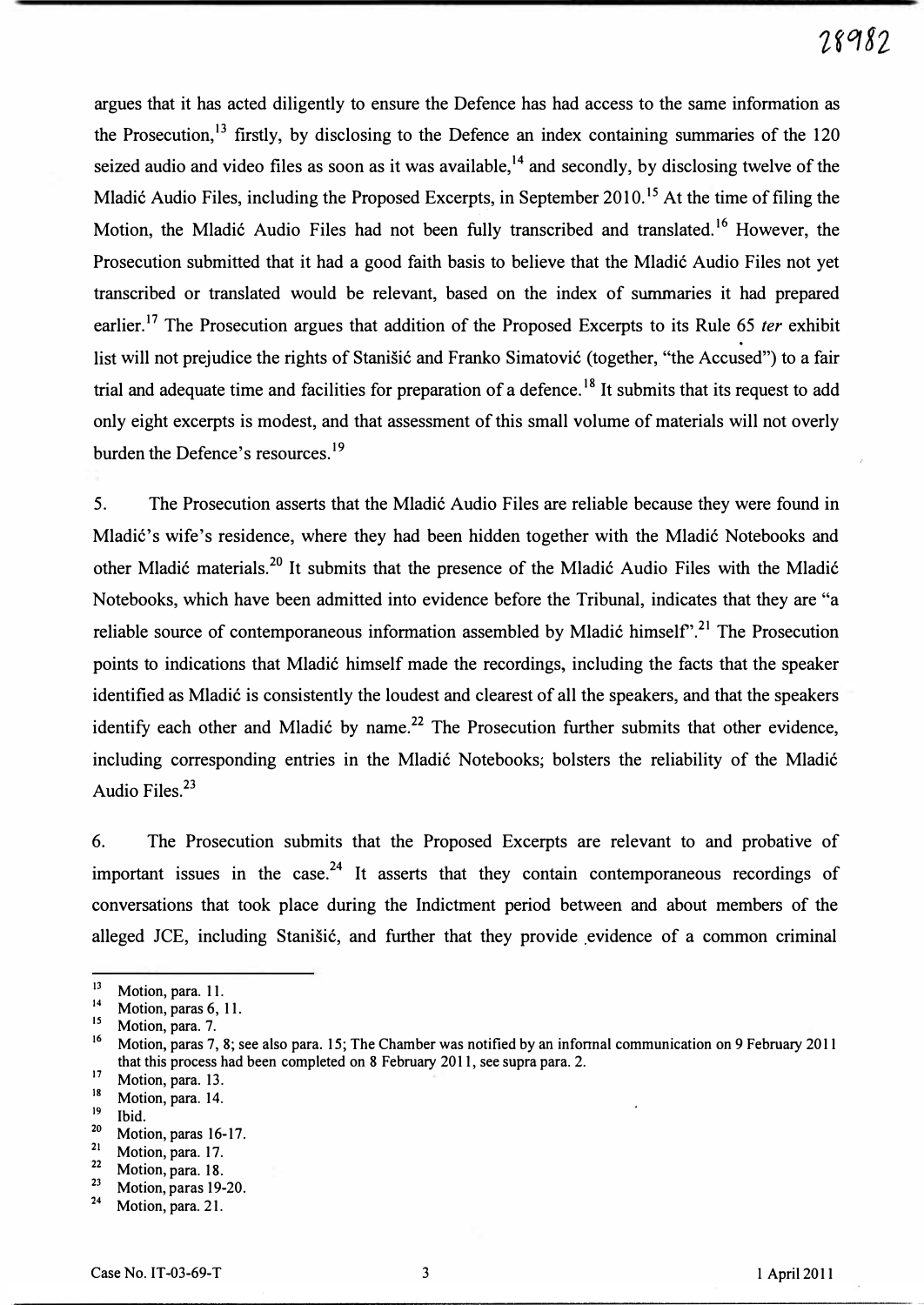argues that it has acted diligently to ensure the Defence has had access to the same information as the Prosecution,[13] firstly, by disclosing to the Defence an index containing summaries of the 120 seized audio and video files as soon as it was available,[14] and secondly, by disclosing twelve of the Mladić Audio Files, including the Proposed Excerpts, in September 2010.[15] At the time of filing the Motion, the Mladić Audio Files had not been fully transcribed and translated.[16] However, the Prosecution submitted that it had a good faith basis to believe that the Mladić Audio Files not yet transcribed or translated would be relevant, based on the index of summaries it had prepared earlier.[17] The Prosecution argues that addition of the Proposed Excerpts to its Rule 65 *ter* exhibit list will not prejudice the rights of Stanišić and Franko Simatović (together, "the Accused") to a fair trial and adequate time and facilities for preparation of a defence.[18] It submits that its request to add only eight excerpts is modest, and that assessment of this small volume of materials will not overly burden the Defence's resources.[19]

5. The Prosecution asserts that the Mladić Audio Files are reliable because they were found in Mladić's wife's residence, where they had been hidden together with the Mladić Notebooks and other Mladić materials.[20] It submits that the presence of the Mladić Audio Files with the Mladić Notebooks, which have been admitted into evidence before the Tribunal, indicates that they are "a reliable source of contemporaneous information assembled by Mladić himself".[21] The Prosecution points to indications that Mladić himself made the recordings, including the facts that the speaker identified as Mladić is consistently the loudest and clearest of all the speakers, and that the speakers identify each other and Mladić by name.[22] The Prosecution further submits that other evidence, including corresponding entries in the Mladić Notebooks; bolsters the reliability of the Mladić Audio Files.[23]

6. The Prosecution submits that the Proposed Excerpts are relevant to and probative of important issues in the case.[24] It asserts that they contain contemporaneous recordings of conversations that took place during the Indictment period between and about members of the alleged JCE, including Stanišić, and further that they provide evidence of a common criminal

---

[13] Motion, para. 11.

[14] Motion, paras 6, 11.

[15] Motion, para. 7.

[16] Motion, paras 7, 8; see also para. 15; The Chamber was notified by an informal communication on 9 February 2011 that this process had been completed on 8 February 2011, see supra para. 2.

[17] Motion, para. 13.

[18] Motion, para. 14.

[19] Ibid.

[20] Motion, paras 16-17.

[21] Motion, para. 17.

[22] Motion, para. 18.

[23] Motion, paras 19-20.

[24] Motion, para. 21.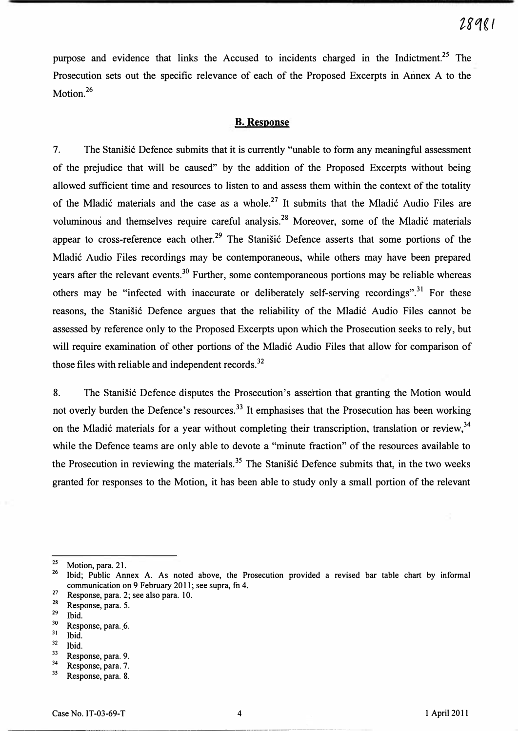purpose and evidence that links the Accused to incidents charged in the Indictment.[25] The Prosecution sets out the specific relevance of each of the Proposed Excerpts in Annex A to the Motion.[26]

## B. Response

7. The Stanišić Defence submits that it is currently "unable to form any meaningful assessment of the prejudice that will be caused" by the addition of the Proposed Excerpts without being allowed sufficient time and resources to listen to and assess them within the context of the totality of the Mladić materials and the case as a whole.[27] It submits that the Mladić Audio Files are voluminous and themselves require careful analysis.[28] Moreover, some of the Mladić materials appear to cross-reference each other.[29] The Stanišić Defence asserts that some portions of the Mladić Audio Files recordings may be contemporaneous, while others may have been prepared years after the relevant events.[30] Further, some contemporaneous portions may be reliable whereas others may be "infected with inaccurate or deliberately self-serving recordings".[31] For these reasons, the Stanišić Defence argues that the reliability of the Mladić Audio Files cannot be assessed by reference only to the Proposed Excerpts upon which the Prosecution seeks to rely, but will require examination of other portions of the Mladić Audio Files that allow for comparison of those files with reliable and independent records.[32]

8. The Stanišić Defence disputes the Prosecution's assertion that granting the Motion would not overly burden the Defence's resources.[33] It emphasises that the Prosecution has been working on the Mladić materials for a year without completing their transcription, translation or review,[34] while the Defence teams are only able to devote a "minute fraction" of the resources available to the Prosecution in reviewing the materials.[35] The Stanišić Defence submits that, in the two weeks granted for responses to the Motion, it has been able to study only a small portion of the relevant

---

[25] Motion, para. 21.

[26] Ibid; Public Annex A. As noted above, the Prosecution provided a revised bar table chart by informal communication on 9 February 2011; see supra, fn 4.

[27] Response, para. 2; see also para. 10.

[28] Response, para. 5.

[29] Ibid.

[30] Response, para. 6.

[31] Ibid.

[32] Ibid.

[33] Response, para. 9.

[34] Response, para. 7.

[35] Response, para. 8.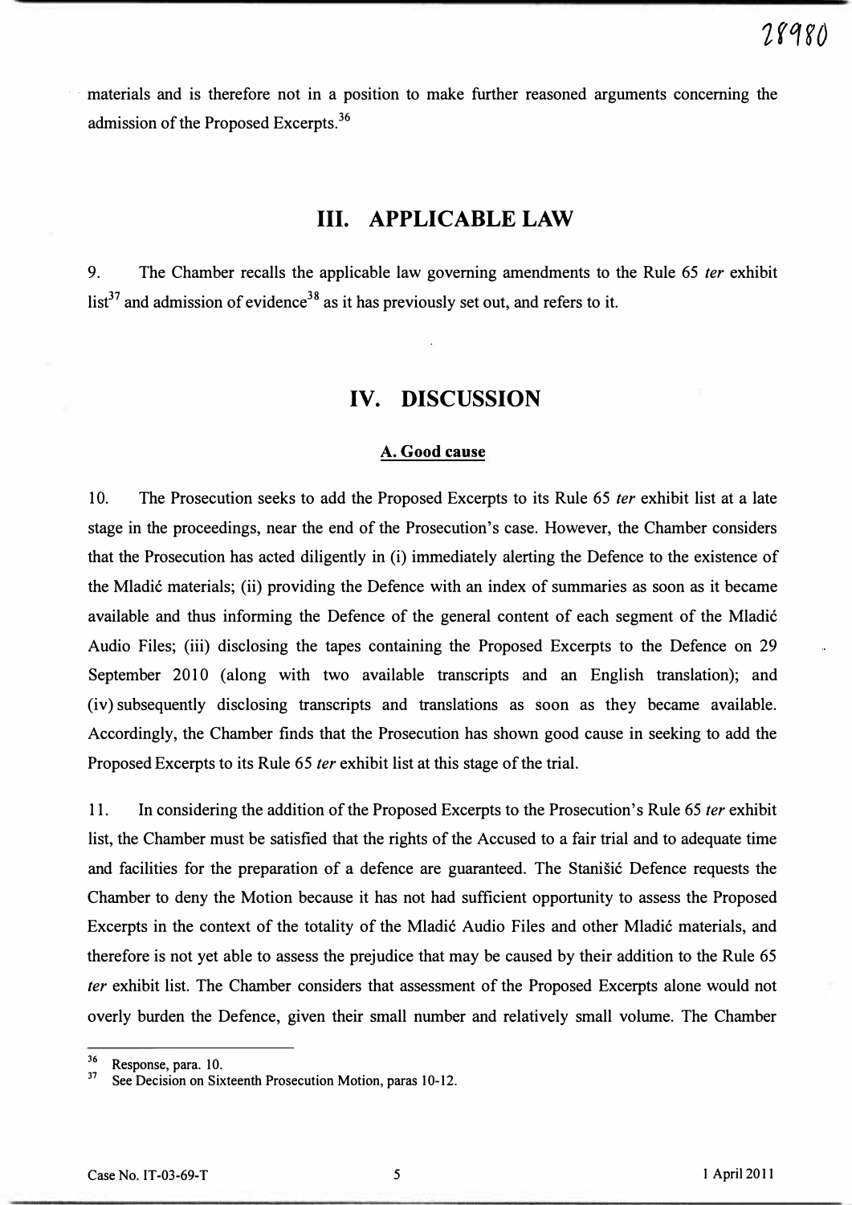materials and is therefore not in a position to make further reasoned arguments concerning the admission of the Proposed Excerpts.[36]

# III. APPLICABLE LAW

9. The Chamber recalls the applicable law governing amendments to the Rule 65 *ter* exhibit list[37] and admission of evidence[38] as it has previously set out, and refers to it.

# IV. DISCUSSION

## A. Good cause

10. The Prosecution seeks to add the Proposed Excerpts to its Rule 65 *ter* exhibit list at a late stage in the proceedings, near the end of the Prosecution's case. However, the Chamber considers that the Prosecution has acted diligently in (i) immediately alerting the Defence to the existence of the Mladić materials; (ii) providing the Defence with an index of summaries as soon as it became available and thus informing the Defence of the general content of each segment of the Mladić Audio Files; (iii) disclosing the tapes containing the Proposed Excerpts to the Defence on 29 September 2010 (along with two available transcripts and an English translation); and (iv) subsequently disclosing transcripts and translations as soon as they became available. Accordingly, the Chamber finds that the Prosecution has shown good cause in seeking to add the Proposed Excerpts to its Rule 65 *ter* exhibit list at this stage of the trial.

11. In considering the addition of the Proposed Excerpts to the Prosecution's Rule 65 *ter* exhibit list, the Chamber must be satisfied that the rights of the Accused to a fair trial and to adequate time and facilities for the preparation of a defence are guaranteed. The Stanišić Defence requests the Chamber to deny the Motion because it has not had sufficient opportunity to assess the Proposed Excerpts in the context of the totality of the Mladić Audio Files and other Mladić materials, and therefore is not yet able to assess the prejudice that may be caused by their addition to the Rule 65 *ter* exhibit list. The Chamber considers that assessment of the Proposed Excerpts alone would not overly burden the Defence, given their small number and relatively small volume. The Chamber

---

[36] Response, para. 10.

[37] See Decision on Sixteenth Prosecution Motion, paras 10-12.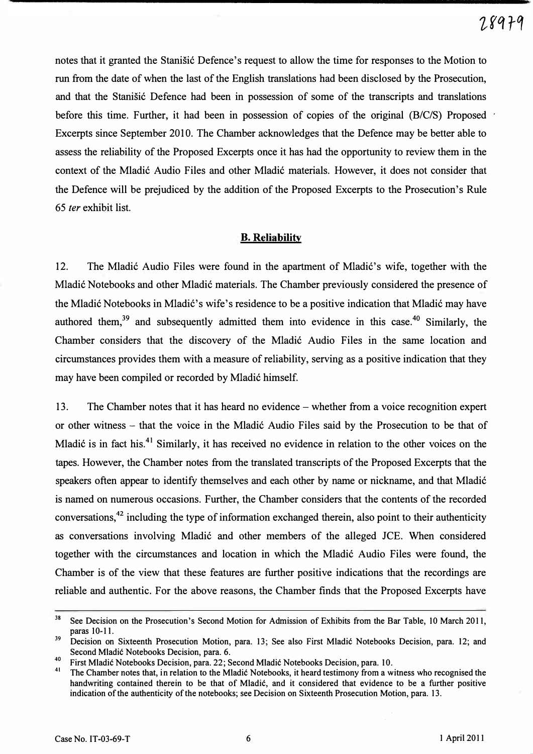notes that it granted the Stanišić Defence's request to allow the time for responses to the Motion to run from the date of when the last of the English translations had been disclosed by the Prosecution, and that the Stanišić Defence had been in possession of some of the transcripts and translations before this time. Further, it had been in possession of copies of the original (B/C/S) Proposed Excerpts since September 2010. The Chamber acknowledges that the Defence may be better able to assess the reliability of the Proposed Excerpts once it has had the opportunity to review them in the context of the Mladić Audio Files and other Mladić materials. However, it does not consider that the Defence will be prejudiced by the addition of the Proposed Excerpts to the Prosecution's Rule 65 *ter* exhibit list.

## B. Reliability

12. The Mladić Audio Files were found in the apartment of Mladić's wife, together with the Mladić Notebooks and other Mladić materials. The Chamber previously considered the presence of the Mladić Notebooks in Mladić's wife's residence to be a positive indication that Mladić may have authored them,[39] and subsequently admitted them into evidence in this case.[40] Similarly, the Chamber considers that the discovery of the Mladić Audio Files in the same location and circumstances provides them with a measure of reliability, serving as a positive indication that they may have been compiled or recorded by Mladić himself.

13. The Chamber notes that it has heard no evidence – whether from a voice recognition expert or other witness – that the voice in the Mladić Audio Files said by the Prosecution to be that of Mladić is in fact his.[41] Similarly, it has received no evidence in relation to the other voices on the tapes. However, the Chamber notes from the translated transcripts of the Proposed Excerpts that the speakers often appear to identify themselves and each other by name or nickname, and that Mladić is named on numerous occasions. Further, the Chamber considers that the contents of the recorded conversations,[42] including the type of information exchanged therein, also point to their authenticity as conversations involving Mladić and other members of the alleged JCE. When considered together with the circumstances and location in which the Mladić Audio Files were found, the Chamber is of the view that these features are further positive indications that the recordings are reliable and authentic. For the above reasons, the Chamber finds that the Proposed Excerpts have

---

[38] See Decision on the Prosecution's Second Motion for Admission of Exhibits from the Bar Table, 10 March 2011, paras 10-11.

[39] Decision on Sixteenth Prosecution Motion, para. 13; See also First Mladić Notebooks Decision, para. 12; and Second Mladić Notebooks Decision, para. 6.

[40] First Mladić Notebooks Decision, para. 22; Second Mladić Notebooks Decision, para. 10.

[41] The Chamber notes that, in relation to the Mladić Notebooks, it heard testimony from a witness who recognised the handwriting contained therein to be that of Mladić, and it considered that evidence to be a further positive indication of the authenticity of the notebooks; see Decision on Sixteenth Prosecution Motion, para. 13.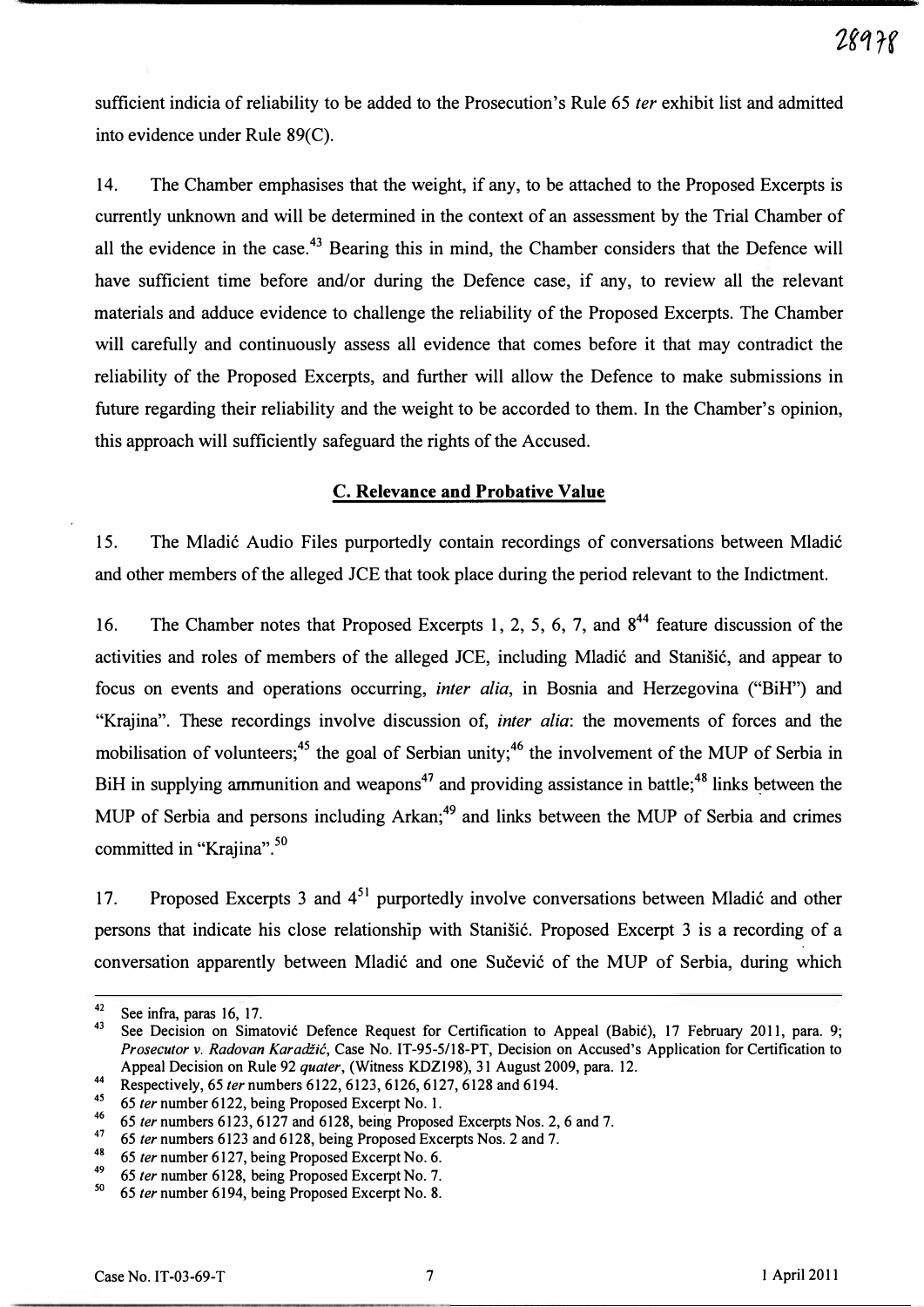sufficient indicia of reliability to be added to the Prosecution's Rule 65 *ter* exhibit list and admitted into evidence under Rule 89(C).

14. The Chamber emphasises that the weight, if any, to be attached to the Proposed Excerpts is currently unknown and will be determined in the context of an assessment by the Trial Chamber of all the evidence in the case.[43] Bearing this in mind, the Chamber considers that the Defence will have sufficient time before and/or during the Defence case, if any, to review all the relevant materials and adduce evidence to challenge the reliability of the Proposed Excerpts. The Chamber will carefully and continuously assess all evidence that comes before it that may contradict the reliability of the Proposed Excerpts, and further will allow the Defence to make submissions in future regarding their reliability and the weight to be accorded to them. In the Chamber's opinion, this approach will sufficiently safeguard the rights of the Accused.

## C. Relevance and Probative Value

15. The Mladić Audio Files purportedly contain recordings of conversations between Mladić and other members of the alleged JCE that took place during the period relevant to the Indictment.

16. The Chamber notes that Proposed Excerpts 1, 2, 5, 6, 7, and 8[44] feature discussion of the activities and roles of members of the alleged JCE, including Mladić and Stanišić, and appear to focus on events and operations occurring, *inter alia*, in Bosnia and Herzegovina ("BiH") and "Krajina". These recordings involve discussion of, *inter alia*: the movements of forces and the mobilisation of volunteers;[45] the goal of Serbian unity;[46] the involvement of the MUP of Serbia in BiH in supplying ammunition and weapons[47] and providing assistance in battle;[48] links between the MUP of Serbia and persons including Arkan;[49] and links between the MUP of Serbia and crimes committed in "Krajina".[50]

17. Proposed Excerpts 3 and 4[51] purportedly involve conversations between Mladić and other persons that indicate his close relationship with Stanišić. Proposed Excerpt 3 is a recording of a conversation apparently between Mladić and one Sučević of the MUP of Serbia, during which

---

[42] See infra, paras 16, 17.

[43] See Decision on Simatović Defence Request for Certification to Appeal (Babić), 17 February 2011, para. 9; *Prosecutor v. Radovan Karadžić*, Case No. IT-95-5/18-PT, Decision on Accused's Application for Certification to Appeal Decision on Rule 92 *quater*, (Witness KDZ198), 31 August 2009, para. 12.

[44] Respectively, 65 *ter* numbers 6122, 6123, 6126, 6127, 6128 and 6194.

[45] 65 *ter* number 6122, being Proposed Excerpt No. 1.

[46] 65 *ter* numbers 6123, 6127 and 6128, being Proposed Excerpts Nos. 2, 6 and 7.

[47] 65 *ter* numbers 6123 and 6128, being Proposed Excerpts Nos. 2 and 7.

[48] 65 *ter* number 6127, being Proposed Excerpt No. 6.

[49] 65 *ter* number 6128, being Proposed Excerpt No. 7.

[50] 65 *ter* number 6194, being Proposed Excerpt No. 8.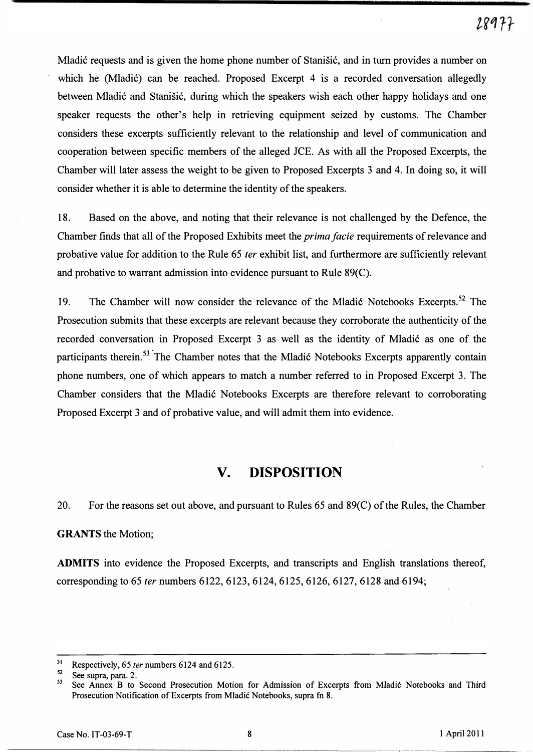Mladić requests and is given the home phone number of Stanišić, and in turn provides a number on which he (Mladić) can be reached. Proposed Excerpt 4 is a recorded conversation allegedly between Mladić and Stanišić, during which the speakers wish each other happy holidays and one speaker requests the other's help in retrieving equipment seized by customs. The Chamber considers these excerpts sufficiently relevant to the relationship and level of communication and cooperation between specific members of the alleged JCE. As with all the Proposed Excerpts, the Chamber will later assess the weight to be given to Proposed Excerpts 3 and 4. In doing so, it will consider whether it is able to determine the identity of the speakers.

18. Based on the above, and noting that their relevance is not challenged by the Defence, the Chamber finds that all of the Proposed Exhibits meet the *prima facie* requirements of relevance and probative value for addition to the Rule 65 *ter* exhibit list, and furthermore are sufficiently relevant and probative to warrant admission into evidence pursuant to Rule 89(C).

19. The Chamber will now consider the relevance of the Mladić Notebooks Excerpts.[52] The Prosecution submits that these excerpts are relevant because they corroborate the authenticity of the recorded conversation in Proposed Excerpt 3 as well as the identity of Mladić as one of the participants therein.[53] The Chamber notes that the Mladić Notebooks Excerpts apparently contain phone numbers, one of which appears to match a number referred to in Proposed Excerpt 3. The Chamber considers that the Mladić Notebooks Excerpts are therefore relevant to corroborating Proposed Excerpt 3 and of probative value, and will admit them into evidence.

## V. DISPOSITION

20. For the reasons set out above, and pursuant to Rules 65 and 89(C) of the Rules, the Chamber

**GRANTS** the Motion;

**ADMITS** into evidence the Proposed Excerpts, and transcripts and English translations thereof, corresponding to 65 *ter* numbers 6122, 6123, 6124, 6125, 6126, 6127, 6128 and 6194;

---

[51] Respectively, 65 *ter* numbers 6124 and 6125.

[52] See supra, para. 2.

[53] See Annex B to Second Prosecution Motion for Admission of Excerpts from Mladić Notebooks and Third Prosecution Notification of Excerpts from Mladić Notebooks, supra fn 8.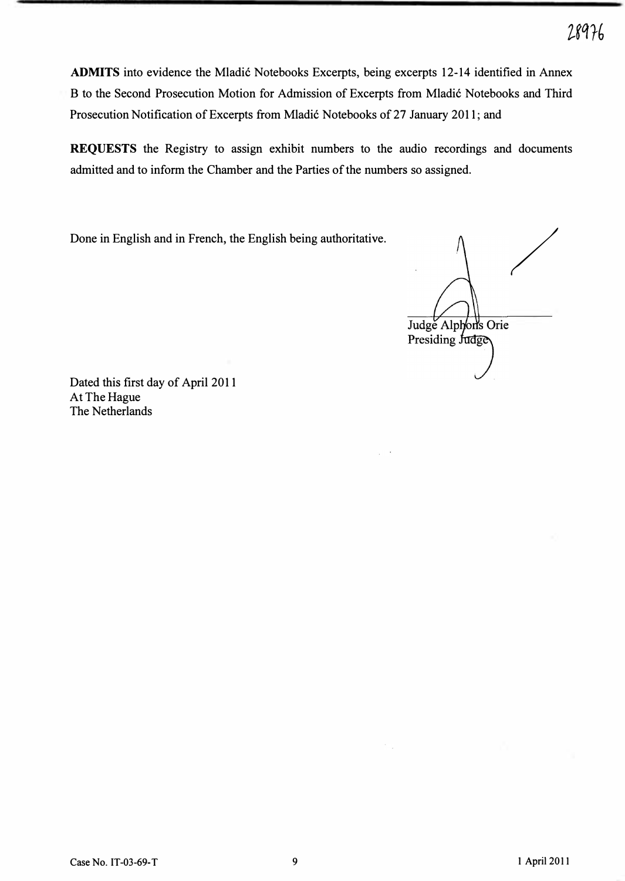**ADMITS** into evidence the Mladić Notebooks Excerpts, being excerpts 12-14 identified in Annex B to the Second Prosecution Motion for Admission of Excerpts from Mladić Notebooks and Third Prosecution Notification of Excerpts from Mladić Notebooks of 27 January 2011; and

**REQUESTS** the Registry to assign exhibit numbers to the audio recordings and documents admitted and to inform the Chamber and the Parties of the numbers so assigned.

Done in English and in French, the English being authoritative.

Judge Alphons Orie
Presiding Judge

Dated this first day of April 2011
At The Hague
The Netherlands